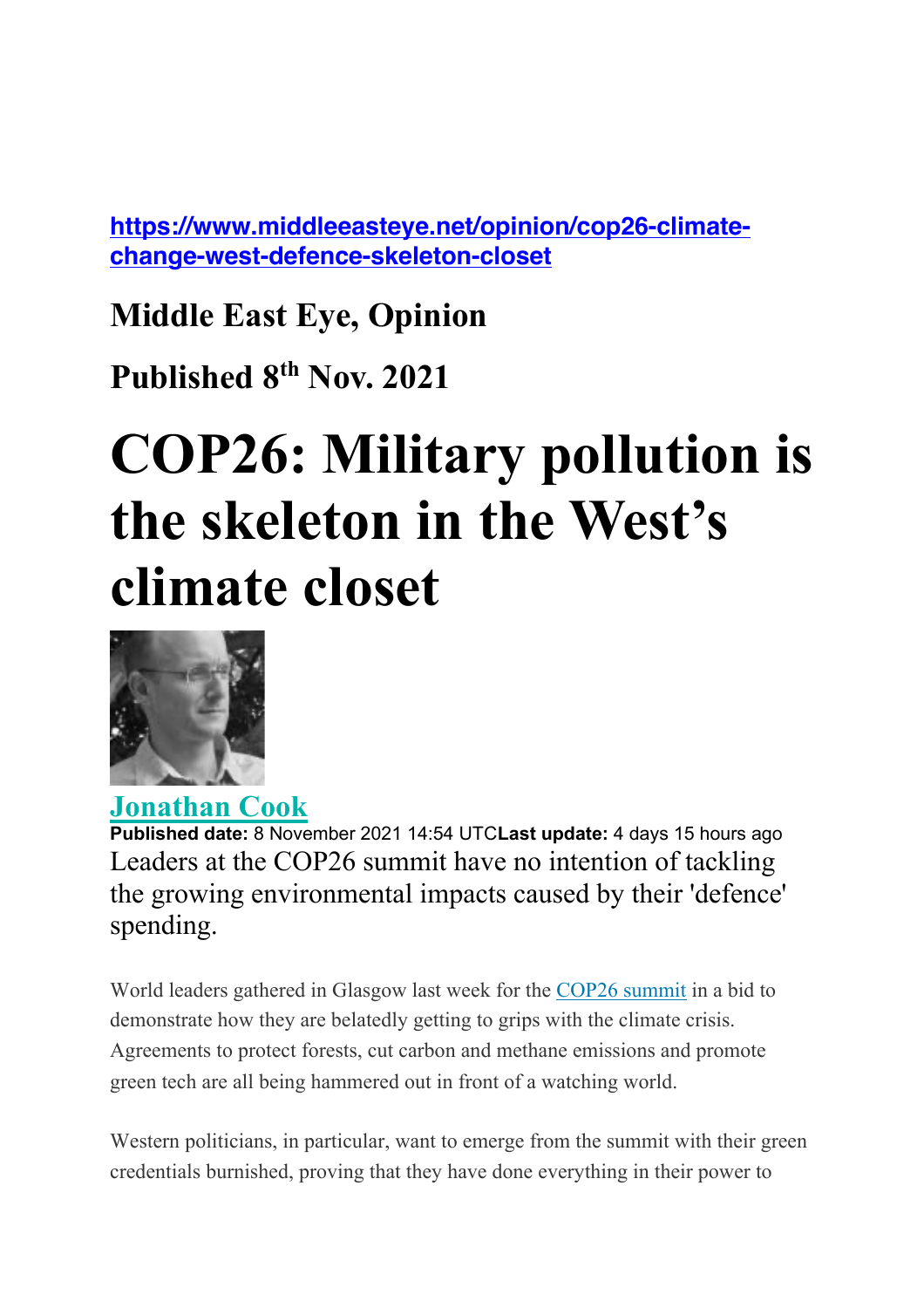[https://www.middleeasteye.net/opinion/cop26-climate-change-west-defence-skeleton-closet](https://www.middleeasteye.net/opinion/cop26-climate-change-west-defence-skeleton-closet)

**Middle East Eye, Opinion**

**Published 8th Nov. 2021**

# COP26: Military pollution is the skeleton in the West's climate closet

**Jonathan Cook**

**Published date:** 8 November 2021 14:54 UTC**Last update:** 4 days 15 hours ago

Leaders at the COP26 summit have no intention of tackling the growing environmental impacts caused by their 'defence' spending.

World leaders gathered in Glasgow last week for the COP26 summit in a bid to demonstrate how they are belatedly getting to grips with the climate crisis. Agreements to protect forests, cut carbon and methane emissions and promote green tech are all being hammered out in front of a watching world.

Western politicians, in particular, want to emerge from the summit with their green credentials burnished, proving that they have done everything in their power to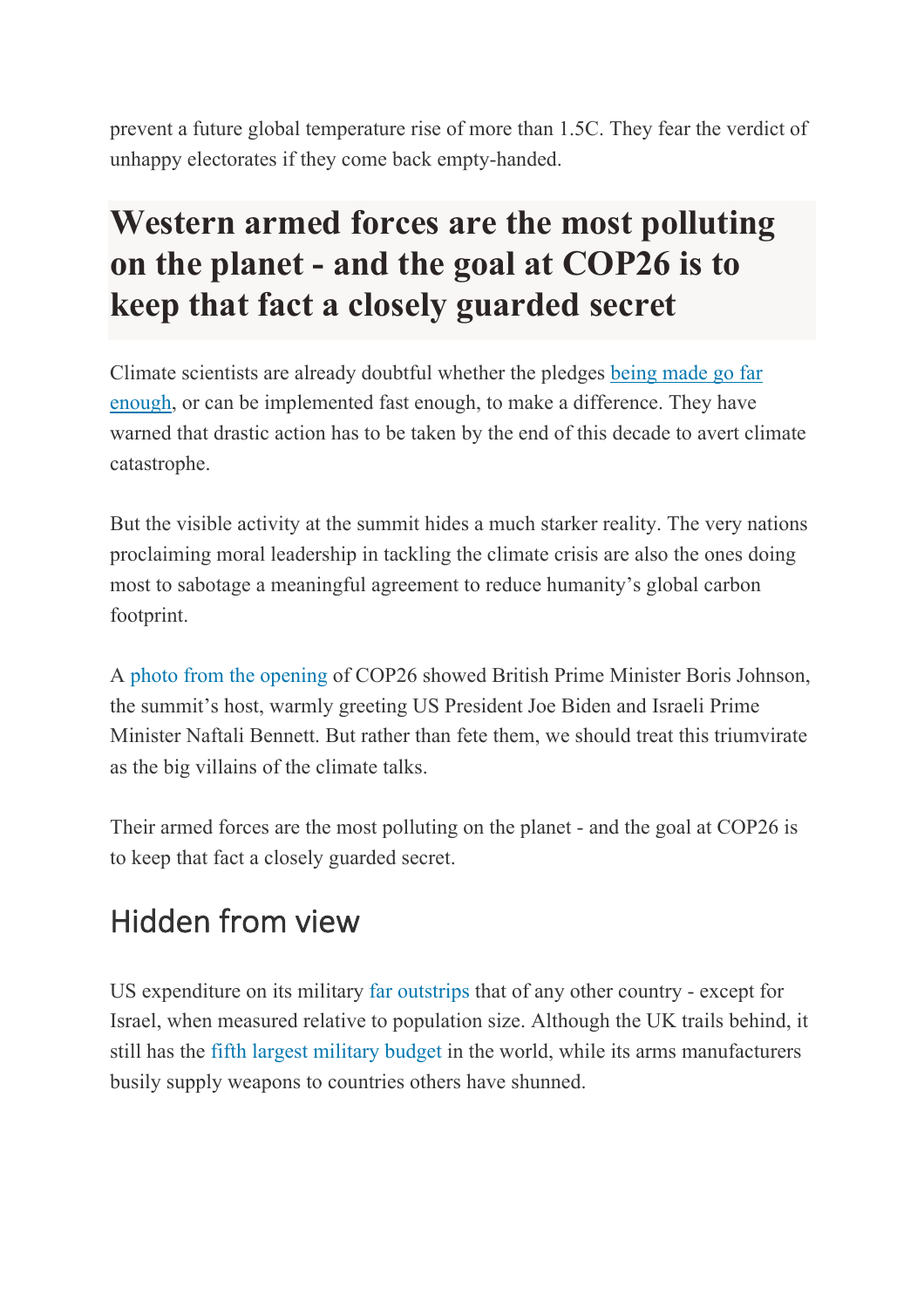prevent a future global temperature rise of more than 1.5C. They fear the verdict of unhappy electorates if they come back empty-handed.

> **Western armed forces are the most polluting on the planet - and the goal at COP26 is to keep that fact a closely guarded secret**

Climate scientists are already doubtful whether the pledges being made go far enough, or can be implemented fast enough, to make a difference. They have warned that drastic action has to be taken by the end of this decade to avert climate catastrophe.

But the visible activity at the summit hides a much starker reality. The very nations proclaiming moral leadership in tackling the climate crisis are also the ones doing most to sabotage a meaningful agreement to reduce humanity's global carbon footprint.

A photo from the opening of COP26 showed British Prime Minister Boris Johnson, the summit's host, warmly greeting US President Joe Biden and Israeli Prime Minister Naftali Bennett. But rather than fete them, we should treat this triumvirate as the big villains of the climate talks.

Their armed forces are the most polluting on the planet - and the goal at COP26 is to keep that fact a closely guarded secret.

## Hidden from view

US expenditure on its military far outstrips that of any other country - except for Israel, when measured relative to population size. Although the UK trails behind, it still has the fifth largest military budget in the world, while its arms manufacturers busily supply weapons to countries others have shunned.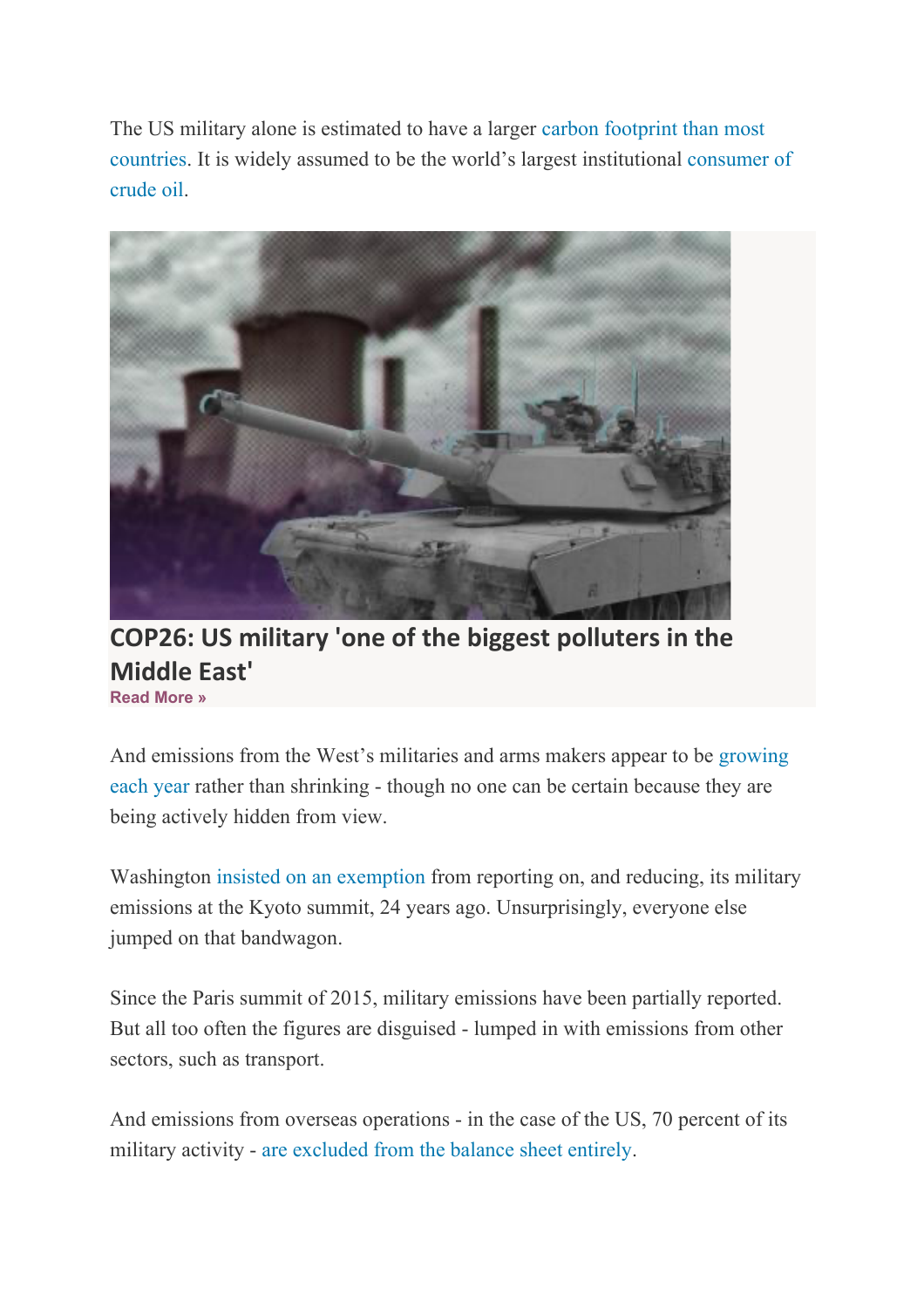The US military alone is estimated to have a larger carbon footprint than most countries. It is widely assumed to be the world's largest institutional consumer of crude oil.

**COP26: US military 'one of the biggest polluters in the Middle East'**

**Read More »**

And emissions from the West's militaries and arms makers appear to be growing each year rather than shrinking - though no one can be certain because they are being actively hidden from view.

Washington insisted on an exemption from reporting on, and reducing, its military emissions at the Kyoto summit, 24 years ago. Unsurprisingly, everyone else jumped on that bandwagon.

Since the Paris summit of 2015, military emissions have been partially reported. But all too often the figures are disguised - lumped in with emissions from other sectors, such as transport.

And emissions from overseas operations - in the case of the US, 70 percent of its military activity - are excluded from the balance sheet entirely.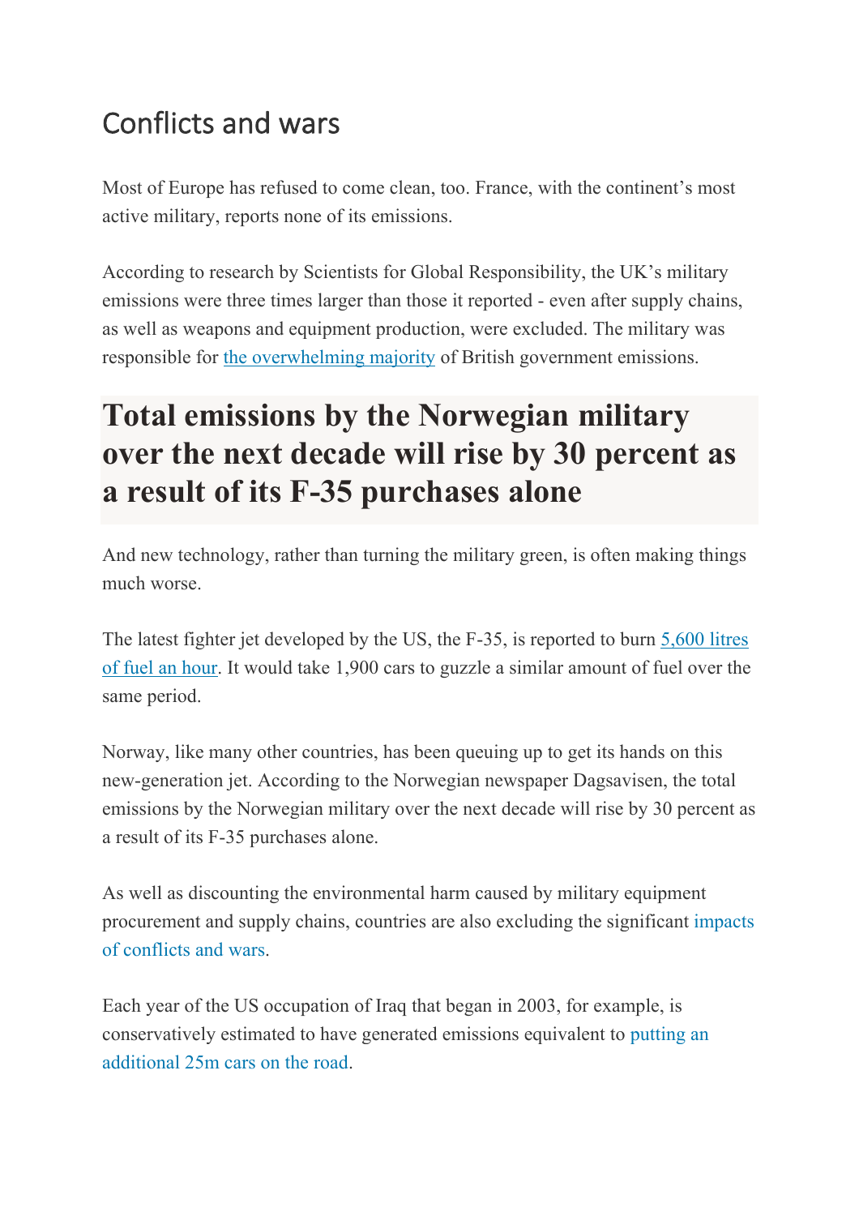## Conflicts and wars

Most of Europe has refused to come clean, too. France, with the continent's most active military, reports none of its emissions.

According to research by Scientists for Global Responsibility, the UK's military emissions were three times larger than those it reported - even after supply chains, as well as weapons and equipment production, were excluded. The military was responsible for the overwhelming majority of British government emissions.

# Total emissions by the Norwegian military over the next decade will rise by 30 percent as a result of its F-35 purchases alone

And new technology, rather than turning the military green, is often making things much worse.

The latest fighter jet developed by the US, the F-35, is reported to burn 5,600 litres of fuel an hour. It would take 1,900 cars to guzzle a similar amount of fuel over the same period.

Norway, like many other countries, has been queuing up to get its hands on this new-generation jet. According to the Norwegian newspaper Dagsavisen, the total emissions by the Norwegian military over the next decade will rise by 30 percent as a result of its F-35 purchases alone.

As well as discounting the environmental harm caused by military equipment procurement and supply chains, countries are also excluding the significant impacts of conflicts and wars.

Each year of the US occupation of Iraq that began in 2003, for example, is conservatively estimated to have generated emissions equivalent to putting an additional 25m cars on the road.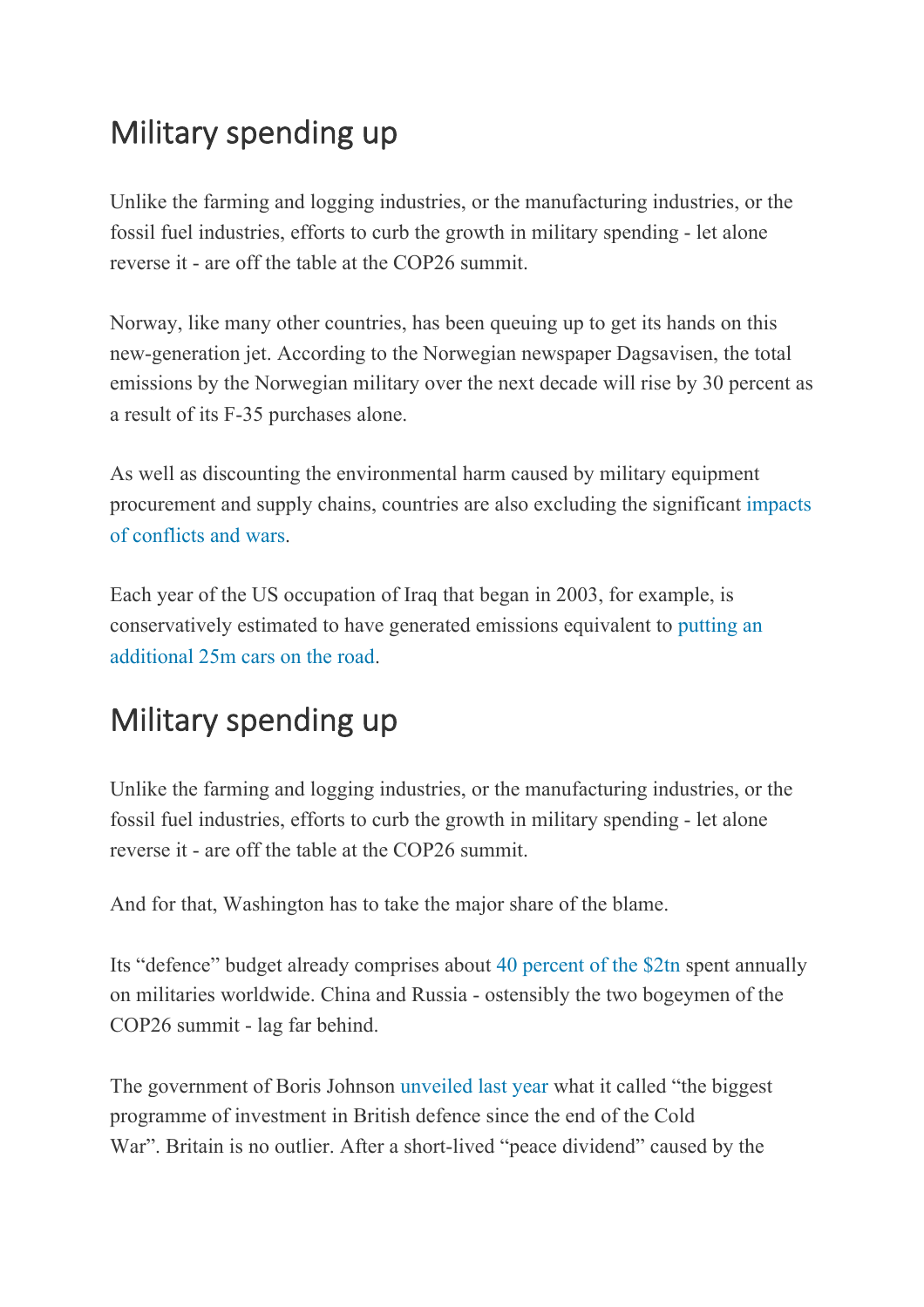## Military spending up

Unlike the farming and logging industries, or the manufacturing industries, or the fossil fuel industries, efforts to curb the growth in military spending - let alone reverse it - are off the table at the COP26 summit.

Norway, like many other countries, has been queuing up to get its hands on this new-generation jet. According to the Norwegian newspaper Dagsavisen, the total emissions by the Norwegian military over the next decade will rise by 30 percent as a result of its F-35 purchases alone.

As well as discounting the environmental harm caused by military equipment procurement and supply chains, countries are also excluding the significant impacts of conflicts and wars.

Each year of the US occupation of Iraq that began in 2003, for example, is conservatively estimated to have generated emissions equivalent to putting an additional 25m cars on the road.

## Military spending up

Unlike the farming and logging industries, or the manufacturing industries, or the fossil fuel industries, efforts to curb the growth in military spending - let alone reverse it - are off the table at the COP26 summit.

And for that, Washington has to take the major share of the blame.

Its "defence" budget already comprises about 40 percent of the $2tn spent annually on militaries worldwide. China and Russia - ostensibly the two bogeymen of the COP26 summit - lag far behind.

The government of Boris Johnson unveiled last year what it called "the biggest programme of investment in British defence since the end of the Cold War". Britain is no outlier. After a short-lived "peace dividend" caused by the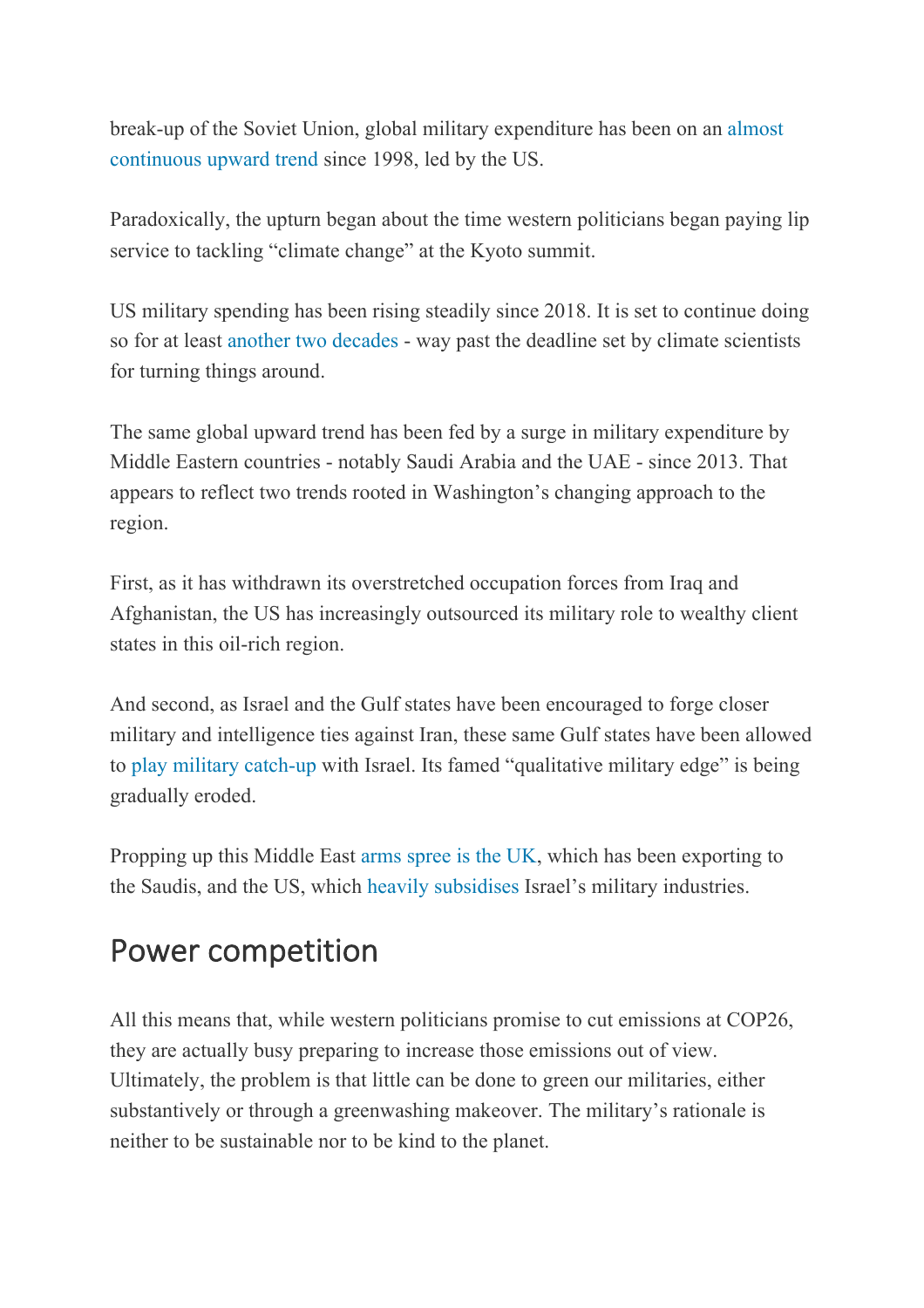break-up of the Soviet Union, global military expenditure has been on an almost continuous upward trend since 1998, led by the US.

Paradoxically, the upturn began about the time western politicians began paying lip service to tackling "climate change" at the Kyoto summit.

US military spending has been rising steadily since 2018. It is set to continue doing so for at least another two decades - way past the deadline set by climate scientists for turning things around.

The same global upward trend has been fed by a surge in military expenditure by Middle Eastern countries - notably Saudi Arabia and the UAE - since 2013. That appears to reflect two trends rooted in Washington's changing approach to the region.

First, as it has withdrawn its overstretched occupation forces from Iraq and Afghanistan, the US has increasingly outsourced its military role to wealthy client states in this oil-rich region.

And second, as Israel and the Gulf states have been encouraged to forge closer military and intelligence ties against Iran, these same Gulf states have been allowed to play military catch-up with Israel. Its famed "qualitative military edge" is being gradually eroded.

Propping up this Middle East arms spree is the UK, which has been exporting to the Saudis, and the US, which heavily subsidises Israel's military industries.

## Power competition

All this means that, while western politicians promise to cut emissions at COP26, they are actually busy preparing to increase those emissions out of view. Ultimately, the problem is that little can be done to green our militaries, either substantively or through a greenwashing makeover. The military's rationale is neither to be sustainable nor to be kind to the planet.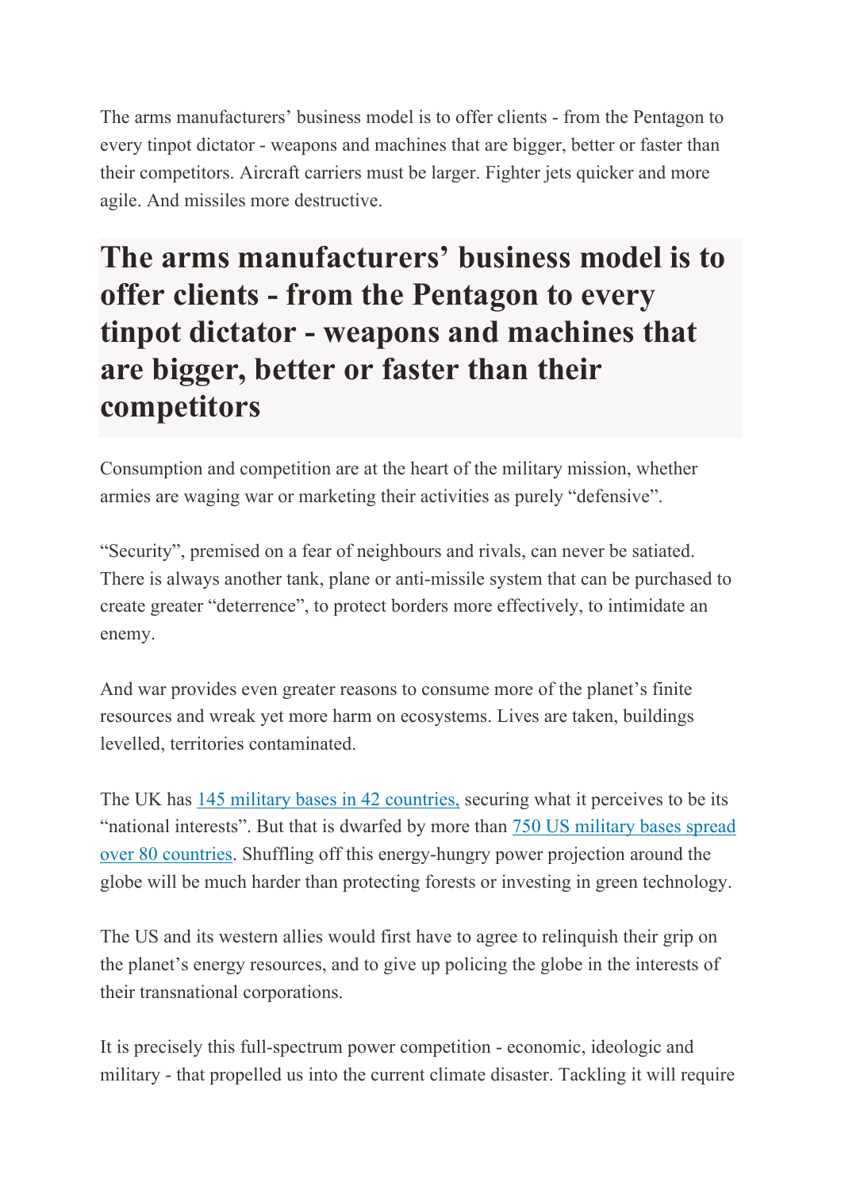The arms manufacturers' business model is to offer clients - from the Pentagon to every tinpot dictator - weapons and machines that are bigger, better or faster than their competitors. Aircraft carriers must be larger. Fighter jets quicker and more agile. And missiles more destructive.

> **The arms manufacturers' business model is to offer clients - from the Pentagon to every tinpot dictator - weapons and machines that are bigger, better or faster than their competitors**

Consumption and competition are at the heart of the military mission, whether armies are waging war or marketing their activities as purely "defensive".

"Security", premised on a fear of neighbours and rivals, can never be satiated. There is always another tank, plane or anti-missile system that can be purchased to create greater "deterrence", to protect borders more effectively, to intimidate an enemy.

And war provides even greater reasons to consume more of the planet's finite resources and wreak yet more harm on ecosystems. Lives are taken, buildings levelled, territories contaminated.

The UK has [145 military bases in 42 countries,](#) securing what it perceives to be its "national interests". But that is dwarfed by more than [750 US military bases spread over 80 countries](#). Shuffling off this energy-hungry power projection around the globe will be much harder than protecting forests or investing in green technology.

The US and its western allies would first have to agree to relinquish their grip on the planet's energy resources, and to give up policing the globe in the interests of their transnational corporations.

It is precisely this full-spectrum power competition - economic, ideologic and military - that propelled us into the current climate disaster. Tackling it will require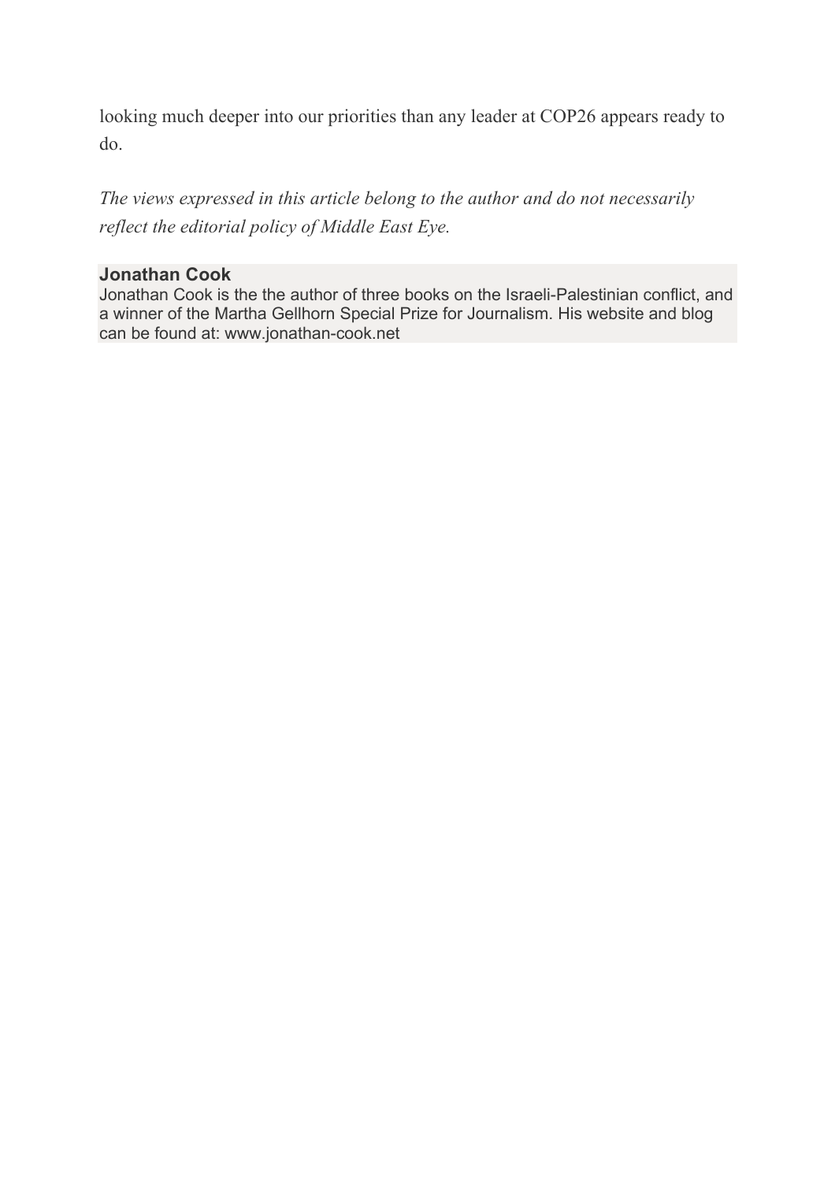looking much deeper into our priorities than any leader at COP26 appears ready to do.

*The views expressed in this article belong to the author and do not necessarily reflect the editorial policy of Middle East Eye.*

**Jonathan Cook**
Jonathan Cook is the the author of three books on the Israeli-Palestinian conflict, and a winner of the Martha Gellhorn Special Prize for Journalism. His website and blog can be found at: www.jonathan-cook.net